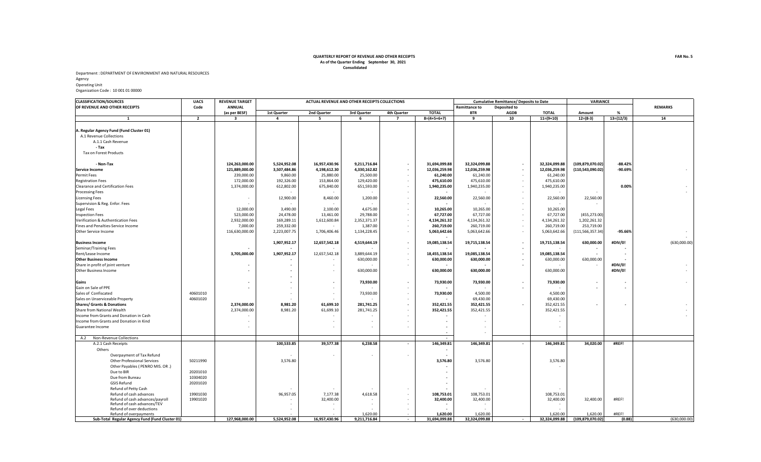**QUARTERLY REPORT OF REVENUE AND OTHER RECEIPTS**
**As of the Quarter Ending September 30, 2021**
**Consolidated**

**FAR No. 5**

Department : DEPARTMENT OF ENVIRONMENT AND NATURAL RESOURCES
Agency
Operating Unit
Organization Code : 10 001 01 00000

| CLASSIFICATION/SOURCES OF REVENUE AND OTHER RECEIPTS | UACS Code | REVENUE TARGET ANNUAL (as per BESF) | ACTUAL REVENUE AND OTHER RECEIPTS COLLECTIONS | | | | | Cumulative Remittance/ Deposits to Date | | | VARIANCE | | REMARKS |
|---|---|---|---|---|---|---|---|---|---|---|---|---|---|
| | | | 1st Quarter | 2nd Quarter | 3rd Quarter | 4th Quarter | TOTAL | Remittance to BTR | Deposited to AGDB | TOTAL | Amount | % | |
| 1 | 2 | 3 | 4 | 5 | 6 | 7 | 8=(4+5+6+7) | 9 | 10 | 11=(9+10) | 12=(8-3) | 13=(12/3) | 14 |
| **A. Regular Agency Fund (Fund Cluster 01)** | | | | | | | | | | | | | |
| A.1 Revenue Collections | | | | | | | | | | | | | |
| A.1.1 Cash Revenue | | | | | | | | | | | | | |
| - Tax | | | | | | | | | | | | | |
| Tax on Forest Products | | | | | | | | | | | | | |
| - Non-Tax | | 124,263,000.00 | 5,524,952.08 | 16,957,430.96 | 9,211,716.84 | - | 31,694,099.88 | 32,324,099.88 | - | 32,324,099.88 | (109,879,070.02) | -88.42% | |
| **Service Income** | | 121,889,000.00 | 3,507,484.86 | 4,198,612.30 | 4,330,162.82 | - | 12,036,259.98 | 12,036,259.98 | - | 12,036,259.98 | (110,543,090.02) | -90.69% | - |
| Permit Fees | | 239,000.00 | 9,860.00 | 25,880.00 | 25,500.00 | - | 61,240.00 | 61,240.00 | - | 61,240.00 | | | |
| Registration Fees | | 172,000.00 | 192,326.00 | 153,864.00 | 129,420.00 | - | 475,610.00 | 475,610.00 | - | 475,610.00 | | | |
| Clearance and Certification Fees | | 1,374,000.00 | 612,802.00 | 675,840.00 | 651,593.00 | - | 1,940,235.00 | 1,940,235.00 | - | 1,940,235.00 | | 0.00% | - |
| Processing Fees | | | - | - | - | - | - | - | - | - | - | | - |
| Licensing Fees | | - | 12,900.00 | 8,460.00 | 1,200.00 | - | 22,560.00 | 22,560.00 | - | 22,560.00 | 22,560.00 | | |
| Supervision & Reg. Enfor. Fees | | - | - | - | - | - | - | - | - | - | - | | |
| Legal Fees | | 12,000.00 | 3,490.00 | 2,100.00 | 4,675.00 | - | 10,265.00 | 10,265.00 | - | 10,265.00 | | | |
| Inspection Fees | | 523,000.00 | 24,478.00 | 13,461.00 | 29,788.00 | - | 67,727.00 | 67,727.00 | - | 67,727.00 | (455,273.00) | | |
| Verification & Authentication Fees | | 2,932,000.00 | 169,289.11 | 1,612,600.84 | 2,352,371.37 | - | 4,134,261.32 | 4,134,261.32 | - | 4,134,261.32 | 1,202,261.32 | | |
| Fines and Penalties-Service Income | | 7,000.00 | 259,332.00 | - | 1,387.00 | - | 260,719.00 | 260,719.00 | - | 260,719.00 | 253,719.00 | | |
| Other Service Income | | 116,630,000.00 | 2,223,007.75 | 1,706,406.46 | 1,134,228.45 | - | 5,063,642.66 | 5,063,642.66 | - | 5,063,642.66 | (111,566,357.34) | -95.66% | - |
| **Business Income** | | | 1,907,952.17 | 12,657,542.18 | 4,519,644.19 | - | 19,085,138.54 | 19,715,138.54 | - | 19,715,138.54 | 630,000.00 | #DIV/0! | (630,000.00) |
| Seminar/Training Fees | | - | - | - | - | - | - | - | - | - | - | - | |
| Rent/Lease Income | | 3,705,000.00 | 1,907,952.17 | 12,657,542.18 | 3,889,644.19 | - | 18,455,138.54 | 19,085,138.54 | - | 19,085,138.54 | - | - | |
| **Other Business Income** | | | - | | 630,000.00 | - | 630,000.00 | 630,000.00 | - | 630,000.00 | 630,000.00 | - | |
| Share in profit of joint venture | | - | - | - | - | - | - | - | - | - | - | #DIV/0! | - |
| Other Business Income | | - | - | - | 630,000.00 | | 630,000.00 | 630,000.00 | | 630,000.00 | | #DIV/0! | - |
| **Gains** | | - | - | - | 73,930.00 | - | 73,930.00 | 73,930.00 | - | 73,930.00 | - | - | - |
| Gain on Sale of PPE | | - | - | - | - | - | - | - | - | - | - | - | |
| Sales of Confiscated | 40601010 | | - | - | 73,930.00 | - | 73,930.00 | 4,500.00 | | 4,500.00 | | | |
| Sales on Unserviceable Property | 40601020 | | | | - | - | - | 69,430.00 | | 69,430.00 | | | |
| **Shares/ Grants & Donations** | | 2,374,000.00 | 8,981.20 | 61,699.10 | 281,741.25 | - | 352,421.55 | 352,421.55 | - | 352,421.55 | - | - | |
| Share from National Wealth | | 2,374,000.00 | 8,981.20 | 61,699.10 | 281,741.25 | - | 352,421.55 | 352,421.55 | | 352,421.55 | | | - |
| Income from Grants and Donation in Cash | | - | | - | - | - | - | - | | - | | | - |
| Income from Grants and Donation in Kind | | - | | - | - | - | - | - | | - | | | |
| Guarantee Income | | - | | - | - | - | - | - | | - | | | |
| A.2 Non-Revenue Collections | | | | | | | - | | | | | | |
| A.2.1 Cash Receipts | | | 100,533.85 | 39,577.38 | 6,238.58 | - | 146,349.81 | 146,349.81 | - | 146,349.81 | 34,020.00 | #REF! | |
| Others | | | | | | | - | | | | | | |
| Overpayment of Tax Refund | | | - | - | - | - | - | | | | | | |
| Other Professional Services | 50211990 | | 3,576.80 | | | | 3,576.80 | 3,576.80 | | 3,576.80 | | | |
| Other Payables ( PENRO MIS. OR .) | | | | | | | - | | | - | | | |
| Due to BIR | 20201010 | | | | | | - | | | | | | |
| Due from Bureau | 10304020 | | | | | | - | | | | | | |
| GSIS Refund | 20201020 | | | | | | - | | | | | | |
| Refund of Petty Cash | | | - | - | - | - | - | - | | - | | | |
| Refund of cash advances | 19901030 | | 96,957.05 | 7,177.38 | 4,618.58 | - | 108,753.01 | 108,753.01 | | 108,753.01 | | | |
| Refund of cash advances/payroll | 19901020 | | - | 32,400.00 | - | - | 32,400.00 | 32,400.00 | | 32,400.00 | 32,400.00 | #REF! | |
| Refund of cash advances/TEV | | | | | - | - | - | - | | - | | | |
| Refund of over deductions | | | - | - | - | - | - | - | | - | | | |
| Refund of overpayments | | | | | 1,620.00 | - | 1,620.00 | 1,620.00 | | 1,620.00 | 1,620.00 | #REF! | |
| **Sub-Total Regular Agency Fund (Fund Cluster 01)** | | 127,968,000.00 | 5,524,952.08 | 16,957,430.96 | 9,211,716.84 | - | 31,694,099.88 | 32,324,099.88 | - | 32,324,099.88 | (109,879,070.02) | (0.88) | (630,000.00) |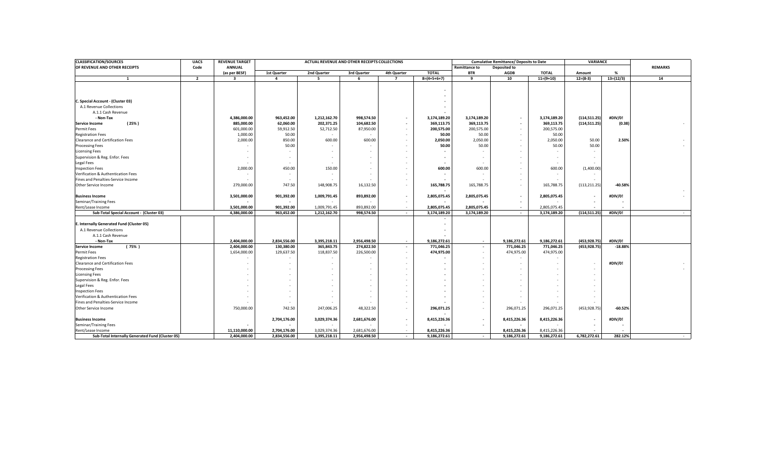| CLASSIFICATION/SOURCES OF REVENUE AND OTHER RECEIPTS | UACS Code | REVENUE TARGET ANNUAL (as per BESF) | ACTUAL REVENUE AND OTHER RECEIPTS COLLECTIONS | | | | | Cumulative Remittance/ Deposits to Date | | | VARIANCE | | REMARKS |
|---|---|---|---|---|---|---|---|---|---|---|---|---|---|
| | | | 1st Quarter | 2nd Quarter | 3rd Quarter | 4th Quarter | TOTAL | Remittance to BTR | Deposited to AGDB | TOTAL | Amount | % | |
| 1 | 2 | 3 | 4 | 5 | 6 | 7 | 8=(4+5+6+7) | 9 | 10 | 11=(9+10) | 12=(8-3) | 13=(12/3) | 14 |
| | | | | | | | - | | | | | | |
| | | | | | | | - | | | | | | |
| C. Special Account - (Cluster 03) | | | | | | | - | | | | | | |
| A.1 Revenue Collections | | | | | | | - | | | | | | |
| A.1.1 Cash Revenue | | | | | | | - | | | | | | |
| - Non-Tax | | 4,386,000.00 | 963,452.00 | 1,212,162.70 | 998,574.50 | - | 3,174,189.20 | 3,174,189.20 | - | 3,174,189.20 | (114,511.25) | #DIV/0! | |
| Service Income (25%) | | 885,000.00 | 62,060.00 | 202,371.25 | 104,682.50 | - | 369,113.75 | 369,113.75 | - | 369,113.75 | (114,511.25) | (0.38) | - |
| Permit Fees | | 601,000.00 | 59,912.50 | 52,712.50 | 87,950.00 | - | 200,575.00 | 200,575.00 | - | 200,575.00 | | | |
| Registration Fees | | 1,000.00 | 50.00 | - | - | - | 50.00 | 50.00 | - | 50.00 | | | |
| Clearance and Certification Fees | | 2,000.00 | 850.00 | 600.00 | 600.00 | - | 2,050.00 | 2,050.00 | - | 2,050.00 | 50.00 | 2.50% | - |
| Processing Fees | | - | 50.00 | - | - | - | 50.00 | 50.00 | - | 50.00 | 50.00 | | - |
| Licensing Fees | | - | - | - | - | - | - | - | - | - | - | | |
| Supervision & Reg. Enfor. Fees | | - | - | - | - | - | - | - | - | - | - | | |
| Legal Fees | | - | - | - | - | - | - | - | - | - | - | | |
| Inspection Fees | | 2,000.00 | 450.00 | 150.00 | - | - | 600.00 | 600.00 | - | 600.00 | (1,400.00) | | |
| Verification & Authentication Fees | | - | - | - | - | - | - | - | - | - | - | | |
| Fines and Penalties-Service Income | | - | - | - | - | - | - | - | - | - | - | | |
| Other Service Income | | 279,000.00 | 747.50 | 148,908.75 | 16,132.50 | - | 165,788.75 | 165,788.75 | - | 165,788.75 | (113,211.25) | -40.58% | |
| Business Income | | 3,501,000.00 | 901,392.00 | 1,009,791.45 | 893,892.00 | - | 2,805,075.45 | 2,805,075.45 | - | 2,805,075.45 | - | #DIV/0! | - |
| Seminar/Training Fees | | - | - | - | - | - | - | - | - | - | - | - | |
| Rent/Lease Income | | 3,501,000.00 | 901,392.00 | 1,009,791.45 | 893,892.00 | - | 2,805,075.45 | 2,805,075.45 | - | 2,805,075.45 | - | - | |
| Sub-Total Special Account - (Cluster 03) | | 4,386,000.00 | 963,452.00 | 1,212,162.70 | 998,574.50 | - | 3,174,189.20 | 3,174,189.20 | - | 3,174,189.20 | (114,511.25) | #DIV/0! | - |
| | | | | | | | - | | | | | | |
| E. Internally Generated Fund (Cluster 05) | | | | | | | - | | | | | | |
| A.1 Revenue Collections | | | | | | | - | | | | | | |
| A.1.1 Cash Revenue | | | | | | | - | | | | | | |
| - Non-Tax | | 2,404,000.00 | 2,834,556.00 | 3,395,218.11 | 2,956,498.50 | - | 9,186,272.61 | - | 9,186,272.61 | 9,186,272.61 | (453,928.75) | #DIV/0! | |
| Service Income (75%) | | 2,404,000.00 | 130,380.00 | 365,843.75 | 274,822.50 | - | 771,046.25 | - | 771,046.25 | 771,046.25 | (453,928.75) | -18.88% | |
| Permit Fees | | 1,654,000.00 | 129,637.50 | 118,837.50 | 226,500.00 | - | 474,975.00 | - | 474,975.00 | 474,975.00 | | | |
| Registration Fees | | - | - | - | - | - | - | - | - | - | | | |
| Clearance and Certification Fees | | - | - | - | - | - | - | - | - | - | - | #DIV/0! | - |
| Processing Fees | | - | - | - | - | - | - | - | - | - | - | | - |
| Licensing Fees | | - | - | - | - | - | - | - | - | - | - | | |
| Supervision & Reg. Enfor. Fees | | - | - | - | - | - | - | - | - | - | - | | |
| Legal Fees | | - | - | - | - | - | - | - | - | - | - | | |
| Inspection Fees | | - | - | - | - | - | - | - | - | - | - | | |
| Verification & Authentication Fees | | - | - | - | - | - | - | - | - | - | - | | |
| Fines and Penalties-Service Income | | - | - | - | - | - | - | - | - | - | - | | |
| Other Service Income | | 750,000.00 | 742.50 | 247,006.25 | 48,322.50 | - | 296,071.25 | - | 296,071.25 | 296,071.25 | (453,928.75) | -60.52% | |
| Business Income | | | 2,704,176.00 | 3,029,374.36 | 2,681,676.00 | - | 8,415,226.36 | - | 8,415,226.36 | 8,415,226.36 | - | #DIV/0! | |
| Seminar/Training Fees | | - | - | - | - | - | - | - | - | - | - | - | |
| Rent/Lease Income | | 11,110,000.00 | 2,704,176.00 | 3,029,374.36 | 2,681,676.00 | - | 8,415,226.36 | - | 8,415,226.36 | 8,415,226.36 | - | - | |
| Sub-Total Internally Generated Fund (Cluster 05) | | 2,404,000.00 | 2,834,556.00 | 3,395,218.11 | 2,956,498.50 | - | 9,186,272.61 | - | 9,186,272.61 | 9,186,272.61 | 6,782,272.61 | 282.12% | - |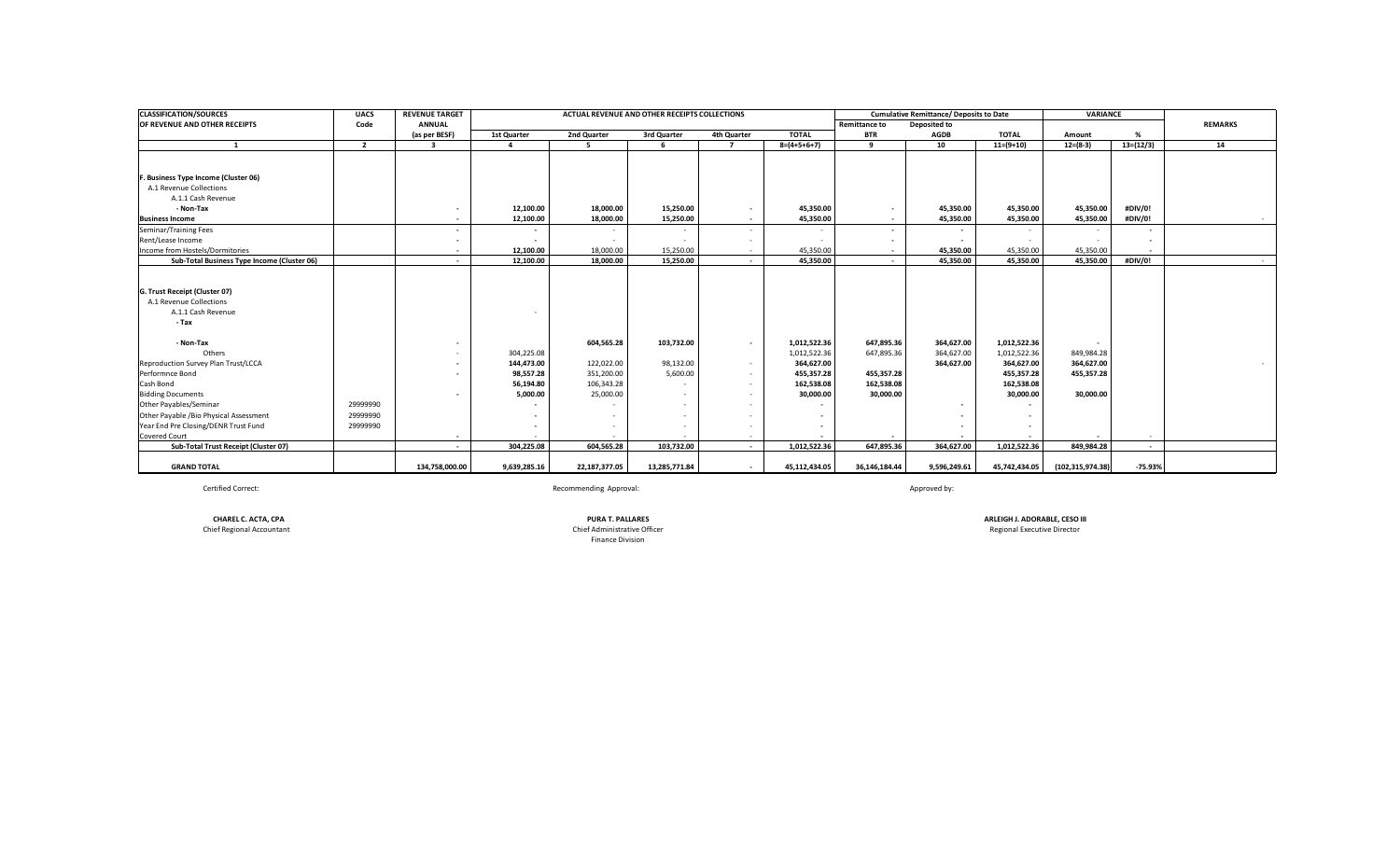| CLASSIFICATION/SOURCES OF REVENUE AND OTHER RECEIPTS | UACS Code | REVENUE TARGET ANNUAL (as per BESF) | ACTUAL REVENUE AND OTHER RECEIPTS COLLECTIONS | | | | | Cumulative Remittance/ Deposits to Date | | | VARIANCE | | REMARKS |
|---|---|---|---|---|---|---|---|---|---|---|---|---|---|
| | | | 1st Quarter | 2nd Quarter | 3rd Quarter | 4th Quarter | TOTAL | Remittance to BTR | Deposited to AGDB | TOTAL | Amount | % | |
| 1 | 2 | 3 | 4 | 5 | 6 | 7 | 8=(4+5+6+7) | 9 | 10 | 11=(9+10) | 12=(8-3) | 13=(12/3) | 14 |
| F. Business Type Income (Cluster 06) | | | | | | | | | | | | | |
| A.1 Revenue Collections | | | | | | | | | | | | | |
| A.1.1 Cash Revenue | | | | | | | | | | | | | |
| - Non-Tax | | - | 12,100.00 | 18,000.00 | 15,250.00 | - | 45,350.00 | - | 45,350.00 | 45,350.00 | 45,350.00 | #DIV/0! | |
| Business Income | | - | 12,100.00 | 18,000.00 | 15,250.00 | - | 45,350.00 | - | 45,350.00 | 45,350.00 | 45,350.00 | #DIV/0! | - |
| Seminar/Training Fees | | - | - | - | - | - | - | - | - | - | - | - | |
| Rent/Lease Income | | - | - | - | - | - | - | - | - | - | - | - | |
| Income from Hostels/Dormitories | | - | 12,100.00 | 18,000.00 | 15,250.00 | - | 45,350.00 | - | 45,350.00 | 45,350.00 | 45,350.00 | - | |
| Sub-Total Business Type Income (Cluster 06) | | - | 12,100.00 | 18,000.00 | 15,250.00 | - | 45,350.00 | - | 45,350.00 | 45,350.00 | 45,350.00 | #DIV/0! | - |
| G. Trust Receipt (Cluster 07) | | | | | | | | | | | | | |
| A.1 Revenue Collections | | | | | | | | | | | | | |
| A.1.1 Cash Revenue | | | - | | | | | | | | | | |
| - Tax | | | | | | | | | | | | | |
| - Non-Tax | | - | | 604,565.28 | 103,732.00 | - | 1,012,522.36 | 647,895.36 | 364,627.00 | 1,012,522.36 | - | | |
| Others | | - | 304,225.08 | | | | 1,012,522.36 | 647,895.36 | 364,627.00 | 1,012,522.36 | 849,984.28 | | |
| Reproduction Survey Plan Trust/LCCA | | - | 144,473.00 | 122,022.00 | 98,132.00 | - | 364,627.00 | | 364,627.00 | 364,627.00 | 364,627.00 | | - |
| Performnce Bond | | - | 98,557.28 | 351,200.00 | 5,600.00 | - | 455,357.28 | 455,357.28 | | 455,357.28 | 455,357.28 | | |
| Cash Bond | | | 56,194.80 | 106,343.28 | - | - | 162,538.08 | 162,538.08 | | 162,538.08 | | | |
| Bidding Documents | | - | 5,000.00 | 25,000.00 | - | - | 30,000.00 | 30,000.00 | | 30,000.00 | 30,000.00 | | |
| Other Payables/Seminar | 29999990 | | - | - | - | - | - | | - | - | | | |
| Other Payable /Bio Physical Assessment | 29999990 | | - | - | - | - | - | | - | - | | | |
| Year End Pre Closing/DENR Trust Fund | 29999990 | | - | - | - | - | - | | - | - | | | |
| Covered Court | | - | - | - | - | - | - | - | - | - | - | - | |
| Sub-Total Trust Receipt (Cluster 07) | | - | 304,225.08 | 604,565.28 | 103,732.00 | - | 1,012,522.36 | 647,895.36 | 364,627.00 | 1,012,522.36 | 849,984.28 | - | |
| GRAND TOTAL | | 134,758,000.00 | 9,639,285.16 | 22,187,377.05 | 13,285,771.84 | - | 45,112,434.05 | 36,146,184.44 | 9,596,249.61 | 45,742,434.05 | (102,315,974.38) | -75.93% | |

Certified Correct:

**CHAREL C. ACTA, CPA**
Chief Regional Accountant

Recommending Approval:

**PURA T. PALLARES**
Chief Administrative Officer
Finance Division

Approved by:

**ARLEIGH J. ADORABLE, CESO III**
Regional Executive Director